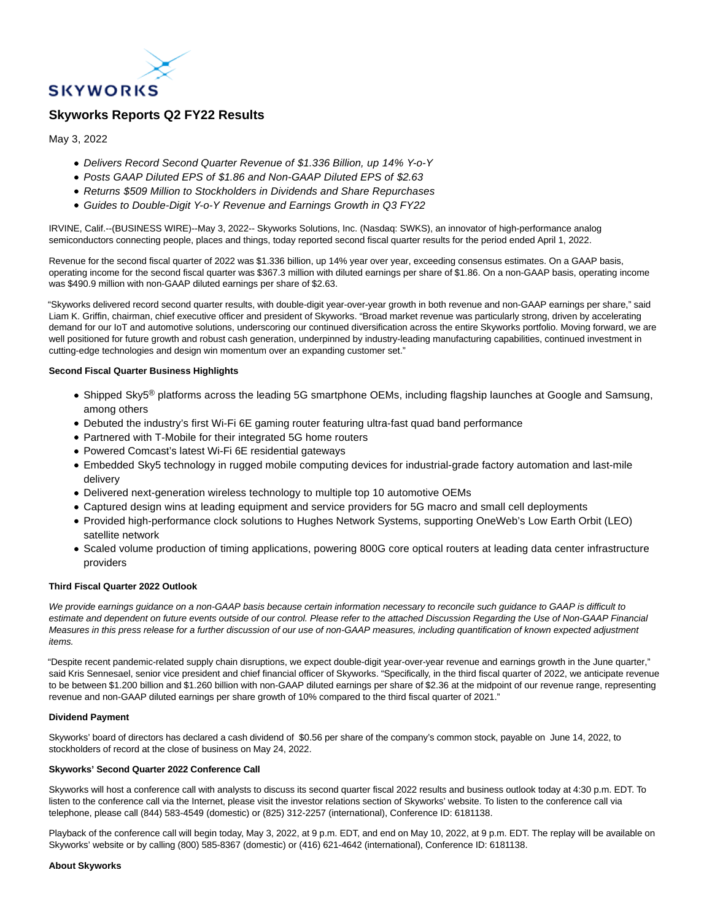SKYWORKS

# Skyworks Reports Q2 FY22 Results

May 3, 2022

- *Delivers Record Second Quarter Revenue of $1.336 Billion, up 14% Y-o-Y*
- *Posts GAAP Diluted EPS of $1.86 and Non-GAAP Diluted EPS of $2.63*
- *Returns $509 Million to Stockholders in Dividends and Share Repurchases*
- *Guides to Double-Digit Y-o-Y Revenue and Earnings Growth in Q3 FY22*

IRVINE, Calif.--(BUSINESS WIRE)--May 3, 2022-- Skyworks Solutions, Inc. (Nasdaq: SWKS), an innovator of high-performance analog semiconductors connecting people, places and things, today reported second fiscal quarter results for the period ended April 1, 2022.

Revenue for the second fiscal quarter of 2022 was $1.336 billion, up 14% year over year, exceeding consensus estimates. On a GAAP basis, operating income for the second fiscal quarter was $367.3 million with diluted earnings per share of $1.86. On a non-GAAP basis, operating income was $490.9 million with non-GAAP diluted earnings per share of $2.63.

"Skyworks delivered record second quarter results, with double-digit year-over-year growth in both revenue and non-GAAP earnings per share," said Liam K. Griffin, chairman, chief executive officer and president of Skyworks. "Broad market revenue was particularly strong, driven by accelerating demand for our IoT and automotive solutions, underscoring our continued diversification across the entire Skyworks portfolio. Moving forward, we are well positioned for future growth and robust cash generation, underpinned by industry-leading manufacturing capabilities, continued investment in cutting-edge technologies and design win momentum over an expanding customer set."

**Second Fiscal Quarter Business Highlights**

- Shipped Sky5® platforms across the leading 5G smartphone OEMs, including flagship launches at Google and Samsung, among others
- Debuted the industry's first Wi-Fi 6E gaming router featuring ultra-fast quad band performance
- Partnered with T-Mobile for their integrated 5G home routers
- Powered Comcast's latest Wi-Fi 6E residential gateways
- Embedded Sky5 technology in rugged mobile computing devices for industrial-grade factory automation and last-mile delivery
- Delivered next-generation wireless technology to multiple top 10 automotive OEMs
- Captured design wins at leading equipment and service providers for 5G macro and small cell deployments
- Provided high-performance clock solutions to Hughes Network Systems, supporting OneWeb's Low Earth Orbit (LEO) satellite network
- Scaled volume production of timing applications, powering 800G core optical routers at leading data center infrastructure providers

**Third Fiscal Quarter 2022 Outlook**

*We provide earnings guidance on a non-GAAP basis because certain information necessary to reconcile such guidance to GAAP is difficult to estimate and dependent on future events outside of our control. Please refer to the attached Discussion Regarding the Use of Non-GAAP Financial Measures in this press release for a further discussion of our use of non-GAAP measures, including quantification of known expected adjustment items.*

"Despite recent pandemic-related supply chain disruptions, we expect double-digit year-over-year revenue and earnings growth in the June quarter," said Kris Sennesael, senior vice president and chief financial officer of Skyworks. "Specifically, in the third fiscal quarter of 2022, we anticipate revenue to be between $1.200 billion and $1.260 billion with non-GAAP diluted earnings per share of $2.36 at the midpoint of our revenue range, representing revenue and non-GAAP diluted earnings per share growth of 10% compared to the third fiscal quarter of 2021."

**Dividend Payment**

Skyworks' board of directors has declared a cash dividend of $0.56 per share of the company's common stock, payable on June 14, 2022, to stockholders of record at the close of business on May 24, 2022.

**Skyworks' Second Quarter 2022 Conference Call**

Skyworks will host a conference call with analysts to discuss its second quarter fiscal 2022 results and business outlook today at 4:30 p.m. EDT. To listen to the conference call via the Internet, please visit the investor relations section of Skyworks' website. To listen to the conference call via telephone, please call (844) 583-4549 (domestic) or (825) 312-2257 (international), Conference ID: 6181138.

Playback of the conference call will begin today, May 3, 2022, at 9 p.m. EDT, and end on May 10, 2022, at 9 p.m. EDT. The replay will be available on Skyworks' website or by calling (800) 585-8367 (domestic) or (416) 621-4642 (international), Conference ID: 6181138.

**About Skyworks**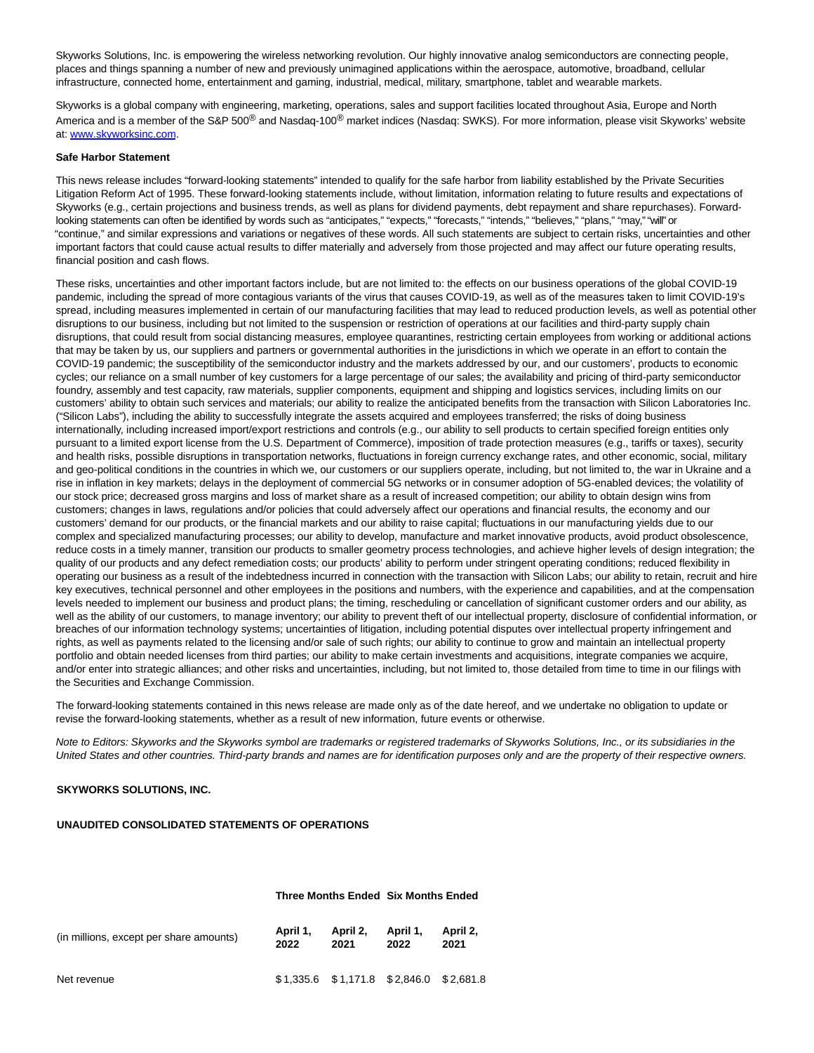Skyworks Solutions, Inc. is empowering the wireless networking revolution. Our highly innovative analog semiconductors are connecting people, places and things spanning a number of new and previously unimagined applications within the aerospace, automotive, broadband, cellular infrastructure, connected home, entertainment and gaming, industrial, medical, military, smartphone, tablet and wearable markets.

Skyworks is a global company with engineering, marketing, operations, sales and support facilities located throughout Asia, Europe and North America and is a member of the S&P 500® and Nasdaq-100® market indices (Nasdaq: SWKS). For more information, please visit Skyworks' website at: [www.skyworksinc.com](http://www.skyworksinc.com).

**Safe Harbor Statement**

This news release includes "forward-looking statements" intended to qualify for the safe harbor from liability established by the Private Securities Litigation Reform Act of 1995. These forward-looking statements include, without limitation, information relating to future results and expectations of Skyworks (e.g., certain projections and business trends, as well as plans for dividend payments, debt repayment and share repurchases). Forward-looking statements can often be identified by words such as "anticipates," "expects," "forecasts," "intends," "believes," "plans," "may," "will" or "continue," and similar expressions and variations or negatives of these words. All such statements are subject to certain risks, uncertainties and other important factors that could cause actual results to differ materially and adversely from those projected and may affect our future operating results, financial position and cash flows.

These risks, uncertainties and other important factors include, but are not limited to: the effects on our business operations of the global COVID-19 pandemic, including the spread of more contagious variants of the virus that causes COVID-19, as well as of the measures taken to limit COVID-19's spread, including measures implemented in certain of our manufacturing facilities that may lead to reduced production levels, as well as potential other disruptions to our business, including but not limited to the suspension or restriction of operations at our facilities and third-party supply chain disruptions, that could result from social distancing measures, employee quarantines, restricting certain employees from working or additional actions that may be taken by us, our suppliers and partners or governmental authorities in the jurisdictions in which we operate in an effort to contain the COVID-19 pandemic; the susceptibility of the semiconductor industry and the markets addressed by our, and our customers', products to economic cycles; our reliance on a small number of key customers for a large percentage of our sales; the availability and pricing of third-party semiconductor foundry, assembly and test capacity, raw materials, supplier components, equipment and shipping and logistics services, including limits on our customers' ability to obtain such services and materials; our ability to realize the anticipated benefits from the transaction with Silicon Laboratories Inc. ("Silicon Labs"), including the ability to successfully integrate the assets acquired and employees transferred; the risks of doing business internationally, including increased import/export restrictions and controls (e.g., our ability to sell products to certain specified foreign entities only pursuant to a limited export license from the U.S. Department of Commerce), imposition of trade protection measures (e.g., tariffs or taxes), security and health risks, possible disruptions in transportation networks, fluctuations in foreign currency exchange rates, and other economic, social, military and geo-political conditions in the countries in which we, our customers or our suppliers operate, including, but not limited to, the war in Ukraine and a rise in inflation in key markets; delays in the deployment of commercial 5G networks or in consumer adoption of 5G-enabled devices; the volatility of our stock price; decreased gross margins and loss of market share as a result of increased competition; our ability to obtain design wins from customers; changes in laws, regulations and/or policies that could adversely affect our operations and financial results, the economy and our customers' demand for our products, or the financial markets and our ability to raise capital; fluctuations in our manufacturing yields due to our complex and specialized manufacturing processes; our ability to develop, manufacture and market innovative products, avoid product obsolescence, reduce costs in a timely manner, transition our products to smaller geometry process technologies, and achieve higher levels of design integration; the quality of our products and any defect remediation costs; our products' ability to perform under stringent operating conditions; reduced flexibility in operating our business as a result of the indebtedness incurred in connection with the transaction with Silicon Labs; our ability to retain, recruit and hire key executives, technical personnel and other employees in the positions and numbers, with the experience and capabilities, and at the compensation levels needed to implement our business and product plans; the timing, rescheduling or cancellation of significant customer orders and our ability, as well as the ability of our customers, to manage inventory; our ability to prevent theft of our intellectual property, disclosure of confidential information, or breaches of our information technology systems; uncertainties of litigation, including potential disputes over intellectual property infringement and rights, as well as payments related to the licensing and/or sale of such rights; our ability to continue to grow and maintain an intellectual property portfolio and obtain needed licenses from third parties; our ability to make certain investments and acquisitions, integrate companies we acquire, and/or enter into strategic alliances; and other risks and uncertainties, including, but not limited to, those detailed from time to time in our filings with the Securities and Exchange Commission.

The forward-looking statements contained in this news release are made only as of the date hereof, and we undertake no obligation to update or revise the forward-looking statements, whether as a result of new information, future events or otherwise.

*Note to Editors: Skyworks and the Skyworks symbol are trademarks or registered trademarks of Skyworks Solutions, Inc., or its subsidiaries in the United States and other countries. Third-party brands and names are for identification purposes only and are the property of their respective owners.*

**SKYWORKS SOLUTIONS, INC.**

**UNAUDITED CONSOLIDATED STATEMENTS OF OPERATIONS**

| | **Three Months Ended** | | **Six Months Ended** | |
|---|---|---|---|---|
| (in millions, except per share amounts) | **April 1, 2022** | **April 2, 2021** | **April 1, 2022** | **April 2, 2021** |
| Net revenue | $ 1,335.6 | $ 1,171.8 | $ 2,846.0 | $ 2,681.8 |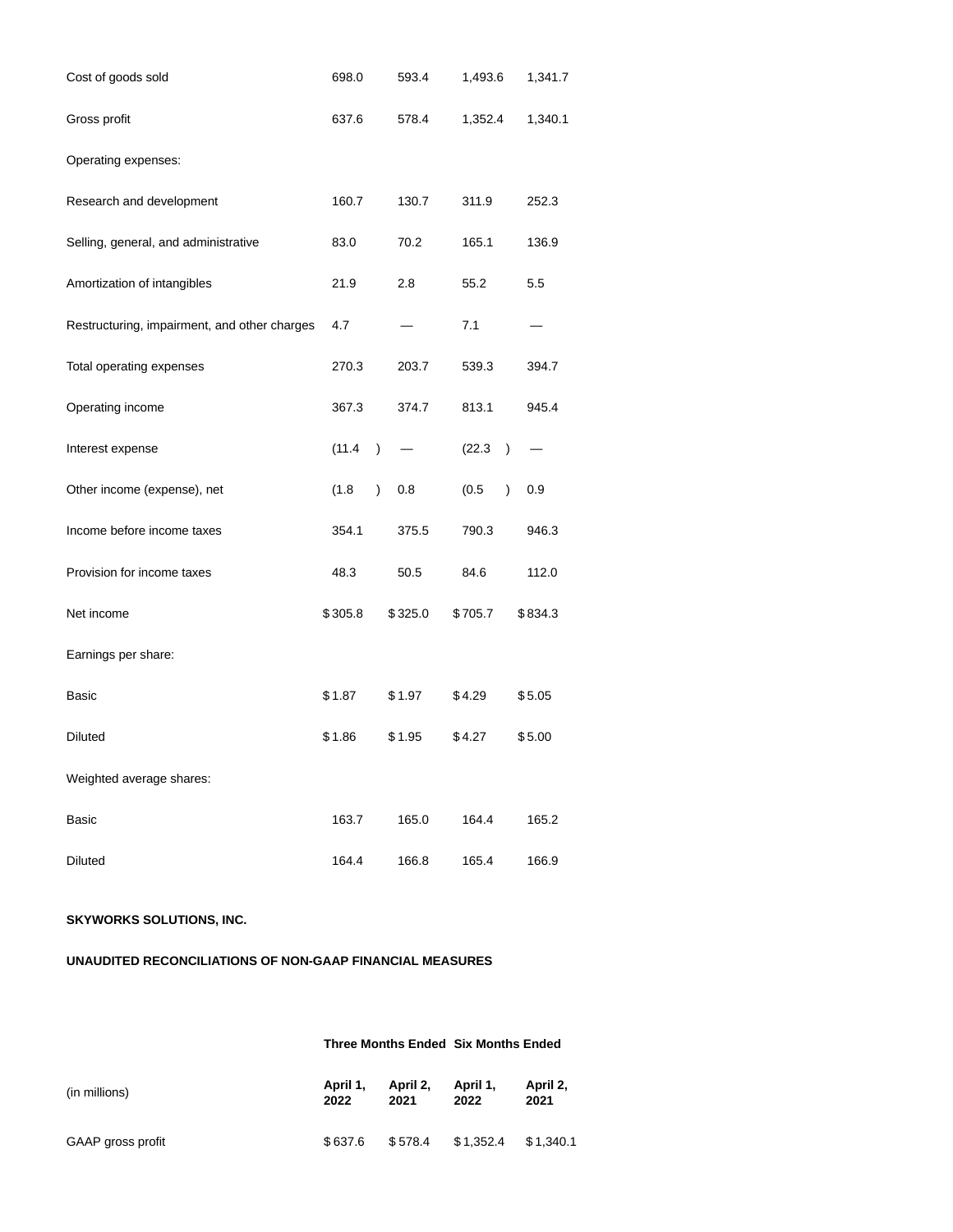| | | | | |
|---|---|---|---|---|
| Cost of goods sold | 698.0 | 593.4 | 1,493.6 | 1,341.7 |
| Gross profit | 637.6 | 578.4 | 1,352.4 | 1,340.1 |
| Operating expenses: | | | | |
| Research and development | 160.7 | 130.7 | 311.9 | 252.3 |
| Selling, general, and administrative | 83.0 | 70.2 | 165.1 | 136.9 |
| Amortization of intangibles | 21.9 | 2.8 | 55.2 | 5.5 |
| Restructuring, impairment, and other charges | 4.7 | — | 7.1 | — |
| Total operating expenses | 270.3 | 203.7 | 539.3 | 394.7 |
| Operating income | 367.3 | 374.7 | 813.1 | 945.4 |
| Interest expense | (11.4) | — | (22.3) | — |
| Other income (expense), net | (1.8) | 0.8 | (0.5) | 0.9 |
| Income before income taxes | 354.1 | 375.5 | 790.3 | 946.3 |
| Provision for income taxes | 48.3 | 50.5 | 84.6 | 112.0 |
| Net income | $ 305.8 | $ 325.0 | $ 705.7 | $ 834.3 |
| Earnings per share: | | | | |
| Basic | $ 1.87 | $ 1.97 | $ 4.29 | $ 5.05 |
| Diluted | $ 1.86 | $ 1.95 | $ 4.27 | $ 5.00 |
| Weighted average shares: | | | | |
| Basic | 163.7 | 165.0 | 164.4 | 165.2 |
| Diluted | 164.4 | 166.8 | 165.4 | 166.9 |

**SKYWORKS SOLUTIONS, INC.**

**UNAUDITED RECONCILIATIONS OF NON-GAAP FINANCIAL MEASURES**

| | **Three Months Ended** | | **Six Months Ended** | |
|---|---|---|---|---|
| (in millions) | **April 1, 2022** | **April 2, 2021** | **April 1, 2022** | **April 2, 2021** |
| GAAP gross profit | $ 637.6 | $ 578.4 | $ 1,352.4 | $ 1,340.1 |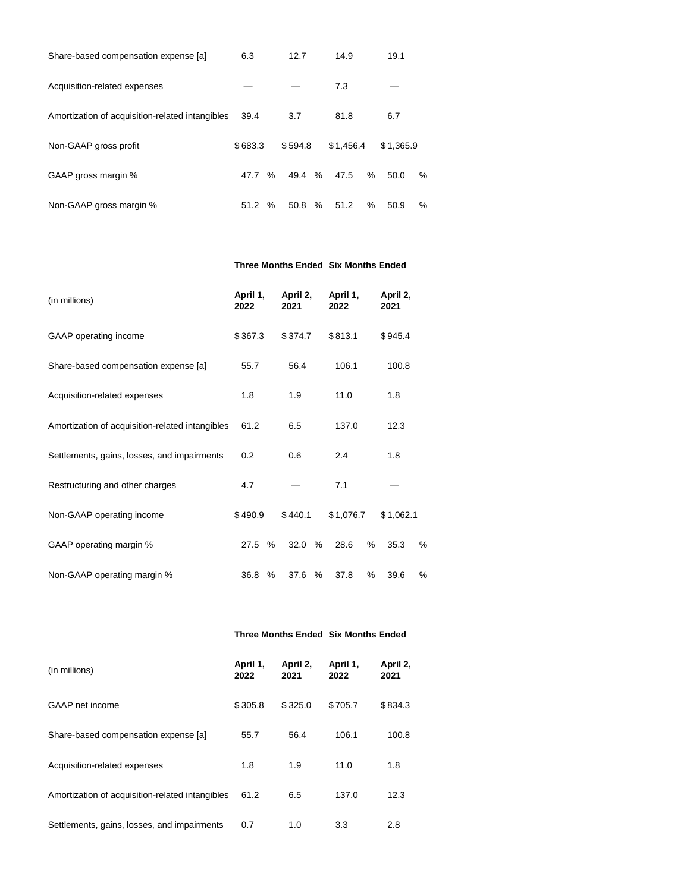| | | | | |
|---|---|---|---|---|
| Share-based compensation expense [a] | 6.3 | 12.7 | 14.9 | 19.1 |
| Acquisition-related expenses | — | — | 7.3 | — |
| Amortization of acquisition-related intangibles | 39.4 | 3.7 | 81.8 | 6.7 |
| Non-GAAP gross profit | $ 683.3 | $ 594.8 | $ 1,456.4 | $ 1,365.9 |
| GAAP gross margin % | 47.7 % | 49.4 % | 47.5 % | 50.0 % |
| Non-GAAP gross margin % | 51.2 % | 50.8 % | 51.2 % | 50.9 % |

| | Three Months Ended | | Six Months Ended | |
|---|---|---|---|---|
| (in millions) | April 1, 2022 | April 2, 2021 | April 1, 2022 | April 2, 2021 |
| GAAP operating income | $ 367.3 | $ 374.7 | $ 813.1 | $ 945.4 |
| Share-based compensation expense [a] | 55.7 | 56.4 | 106.1 | 100.8 |
| Acquisition-related expenses | 1.8 | 1.9 | 11.0 | 1.8 |
| Amortization of acquisition-related intangibles | 61.2 | 6.5 | 137.0 | 12.3 |
| Settlements, gains, losses, and impairments | 0.2 | 0.6 | 2.4 | 1.8 |
| Restructuring and other charges | 4.7 | — | 7.1 | — |
| Non-GAAP operating income | $ 490.9 | $ 440.1 | $ 1,076.7 | $ 1,062.1 |
| GAAP operating margin % | 27.5 % | 32.0 % | 28.6 % | 35.3 % |
| Non-GAAP operating margin % | 36.8 % | 37.6 % | 37.8 % | 39.6 % |

| | Three Months Ended | | Six Months Ended | |
|---|---|---|---|---|
| (in millions) | April 1, 2022 | April 2, 2021 | April 1, 2022 | April 2, 2021 |
| GAAP net income | $ 305.8 | $ 325.0 | $ 705.7 | $ 834.3 |
| Share-based compensation expense [a] | 55.7 | 56.4 | 106.1 | 100.8 |
| Acquisition-related expenses | 1.8 | 1.9 | 11.0 | 1.8 |
| Amortization of acquisition-related intangibles | 61.2 | 6.5 | 137.0 | 12.3 |
| Settlements, gains, losses, and impairments | 0.7 | 1.0 | 3.3 | 2.8 |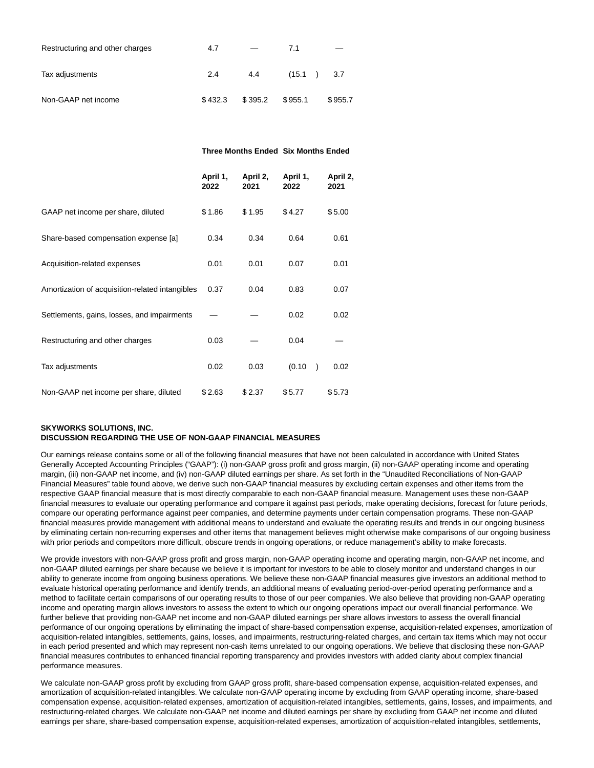| | | | | |
|---|---|---|---|---|
| Restructuring and other charges | 4.7 | — | 7.1 | — |
| Tax adjustments | 2.4 | 4.4 | (15.1) | 3.7 |
| Non-GAAP net income | $432.3 | $395.2 | $955.1 | $955.7 |

| | Three Months Ended | | Six Months Ended | |
|---|---|---|---|---|
| | April 1, 2022 | April 2, 2021 | April 1, 2022 | April 2, 2021 |
| GAAP net income per share, diluted | $1.86 | $1.95 | $4.27 | $5.00 |
| Share-based compensation expense [a] | 0.34 | 0.34 | 0.64 | 0.61 |
| Acquisition-related expenses | 0.01 | 0.01 | 0.07 | 0.01 |
| Amortization of acquisition-related intangibles | 0.37 | 0.04 | 0.83 | 0.07 |
| Settlements, gains, losses, and impairments | — | — | 0.02 | 0.02 |
| Restructuring and other charges | 0.03 | — | 0.04 | — |
| Tax adjustments | 0.02 | 0.03 | (0.10) | 0.02 |
| Non-GAAP net income per share, diluted | $2.63 | $2.37 | $5.77 | $5.73 |

**SKYWORKS SOLUTIONS, INC.**
**DISCUSSION REGARDING THE USE OF NON-GAAP FINANCIAL MEASURES**

Our earnings release contains some or all of the following financial measures that have not been calculated in accordance with United States Generally Accepted Accounting Principles ("GAAP"): (i) non-GAAP gross profit and gross margin, (ii) non-GAAP operating income and operating margin, (iii) non-GAAP net income, and (iv) non-GAAP diluted earnings per share. As set forth in the "Unaudited Reconciliations of Non-GAAP Financial Measures" table found above, we derive such non-GAAP financial measures by excluding certain expenses and other items from the respective GAAP financial measure that is most directly comparable to each non-GAAP financial measure. Management uses these non-GAAP financial measures to evaluate our operating performance and compare it against past periods, make operating decisions, forecast for future periods, compare our operating performance against peer companies, and determine payments under certain compensation programs. These non-GAAP financial measures provide management with additional means to understand and evaluate the operating results and trends in our ongoing business by eliminating certain non-recurring expenses and other items that management believes might otherwise make comparisons of our ongoing business with prior periods and competitors more difficult, obscure trends in ongoing operations, or reduce management's ability to make forecasts.

We provide investors with non-GAAP gross profit and gross margin, non-GAAP operating income and operating margin, non-GAAP net income, and non-GAAP diluted earnings per share because we believe it is important for investors to be able to closely monitor and understand changes in our ability to generate income from ongoing business operations. We believe these non-GAAP financial measures give investors an additional method to evaluate historical operating performance and identify trends, an additional means of evaluating period-over-period operating performance and a method to facilitate certain comparisons of our operating results to those of our peer companies. We also believe that providing non-GAAP operating income and operating margin allows investors to assess the extent to which our ongoing operations impact our overall financial performance. We further believe that providing non-GAAP net income and non-GAAP diluted earnings per share allows investors to assess the overall financial performance of our ongoing operations by eliminating the impact of share-based compensation expense, acquisition-related expenses, amortization of acquisition-related intangibles, settlements, gains, losses, and impairments, restructuring-related charges, and certain tax items which may not occur in each period presented and which may represent non-cash items unrelated to our ongoing operations. We believe that disclosing these non-GAAP financial measures contributes to enhanced financial reporting transparency and provides investors with added clarity about complex financial performance measures.

We calculate non-GAAP gross profit by excluding from GAAP gross profit, share-based compensation expense, acquisition-related expenses, and amortization of acquisition-related intangibles. We calculate non-GAAP operating income by excluding from GAAP operating income, share-based compensation expense, acquisition-related expenses, amortization of acquisition-related intangibles, settlements, gains, losses, and impairments, and restructuring-related charges. We calculate non-GAAP net income and diluted earnings per share by excluding from GAAP net income and diluted earnings per share, share-based compensation expense, acquisition-related expenses, amortization of acquisition-related intangibles, settlements,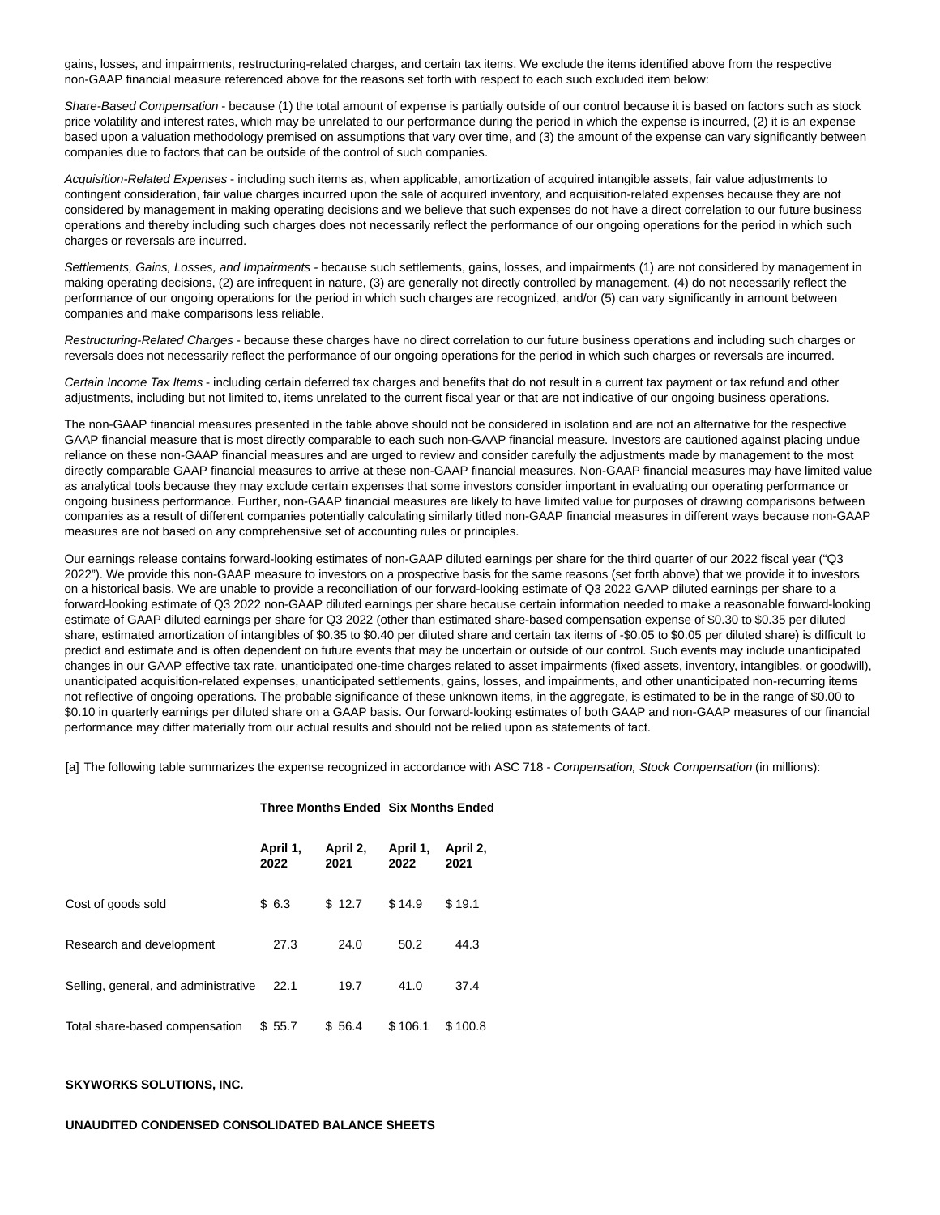gains, losses, and impairments, restructuring-related charges, and certain tax items. We exclude the items identified above from the respective non-GAAP financial measure referenced above for the reasons set forth with respect to each such excluded item below:

*Share-Based Compensation* - because (1) the total amount of expense is partially outside of our control because it is based on factors such as stock price volatility and interest rates, which may be unrelated to our performance during the period in which the expense is incurred, (2) it is an expense based upon a valuation methodology premised on assumptions that vary over time, and (3) the amount of the expense can vary significantly between companies due to factors that can be outside of the control of such companies.

*Acquisition-Related Expenses* - including such items as, when applicable, amortization of acquired intangible assets, fair value adjustments to contingent consideration, fair value charges incurred upon the sale of acquired inventory, and acquisition-related expenses because they are not considered by management in making operating decisions and we believe that such expenses do not have a direct correlation to our future business operations and thereby including such charges does not necessarily reflect the performance of our ongoing operations for the period in which such charges or reversals are incurred.

*Settlements, Gains, Losses, and Impairments* - because such settlements, gains, losses, and impairments (1) are not considered by management in making operating decisions, (2) are infrequent in nature, (3) are generally not directly controlled by management, (4) do not necessarily reflect the performance of our ongoing operations for the period in which such charges are recognized, and/or (5) can vary significantly in amount between companies and make comparisons less reliable.

*Restructuring-Related Charges* - because these charges have no direct correlation to our future business operations and including such charges or reversals does not necessarily reflect the performance of our ongoing operations for the period in which such charges or reversals are incurred.

*Certain Income Tax Items* - including certain deferred tax charges and benefits that do not result in a current tax payment or tax refund and other adjustments, including but not limited to, items unrelated to the current fiscal year or that are not indicative of our ongoing business operations.

The non-GAAP financial measures presented in the table above should not be considered in isolation and are not an alternative for the respective GAAP financial measure that is most directly comparable to each such non-GAAP financial measure. Investors are cautioned against placing undue reliance on these non-GAAP financial measures and are urged to review and consider carefully the adjustments made by management to the most directly comparable GAAP financial measures to arrive at these non-GAAP financial measures. Non-GAAP financial measures may have limited value as analytical tools because they may exclude certain expenses that some investors consider important in evaluating our operating performance or ongoing business performance. Further, non-GAAP financial measures are likely to have limited value for purposes of drawing comparisons between companies as a result of different companies potentially calculating similarly titled non-GAAP financial measures in different ways because non-GAAP measures are not based on any comprehensive set of accounting rules or principles.

Our earnings release contains forward-looking estimates of non-GAAP diluted earnings per share for the third quarter of our 2022 fiscal year ("Q3 2022"). We provide this non-GAAP measure to investors on a prospective basis for the same reasons (set forth above) that we provide it to investors on a historical basis. We are unable to provide a reconciliation of our forward-looking estimate of Q3 2022 GAAP diluted earnings per share to a forward-looking estimate of Q3 2022 non-GAAP diluted earnings per share because certain information needed to make a reasonable forward-looking estimate of GAAP diluted earnings per share for Q3 2022 (other than estimated share-based compensation expense of $0.30 to $0.35 per diluted share, estimated amortization of intangibles of $0.35 to $0.40 per diluted share and certain tax items of -$0.05 to $0.05 per diluted share) is difficult to predict and estimate and is often dependent on future events that may be uncertain or outside of our control. Such events may include unanticipated changes in our GAAP effective tax rate, unanticipated one-time charges related to asset impairments (fixed assets, inventory, intangibles, or goodwill), unanticipated acquisition-related expenses, unanticipated settlements, gains, losses, and impairments, and other unanticipated non-recurring items not reflective of ongoing operations. The probable significance of these unknown items, in the aggregate, is estimated to be in the range of $0.00 to $0.10 in quarterly earnings per diluted share on a GAAP basis. Our forward-looking estimates of both GAAP and non-GAAP measures of our financial performance may differ materially from our actual results and should not be relied upon as statements of fact.

[a] The following table summarizes the expense recognized in accordance with ASC 718 - *Compensation, Stock Compensation* (in millions):

| | **Three Months Ended** | | **Six Months Ended** | |
|---|---|---|---|---|
| | **April 1, 2022** | **April 2, 2021** | **April 1, 2022** | **April 2, 2021** |
| Cost of goods sold | $ 6.3 | $ 12.7 | $ 14.9 | $ 19.1 |
| Research and development | 27.3 | 24.0 | 50.2 | 44.3 |
| Selling, general, and administrative | 22.1 | 19.7 | 41.0 | 37.4 |
| Total share-based compensation | $ 55.7 | $ 56.4 | $ 106.1 | $ 100.8 |

**SKYWORKS SOLUTIONS, INC.**

**UNAUDITED CONDENSED CONSOLIDATED BALANCE SHEETS**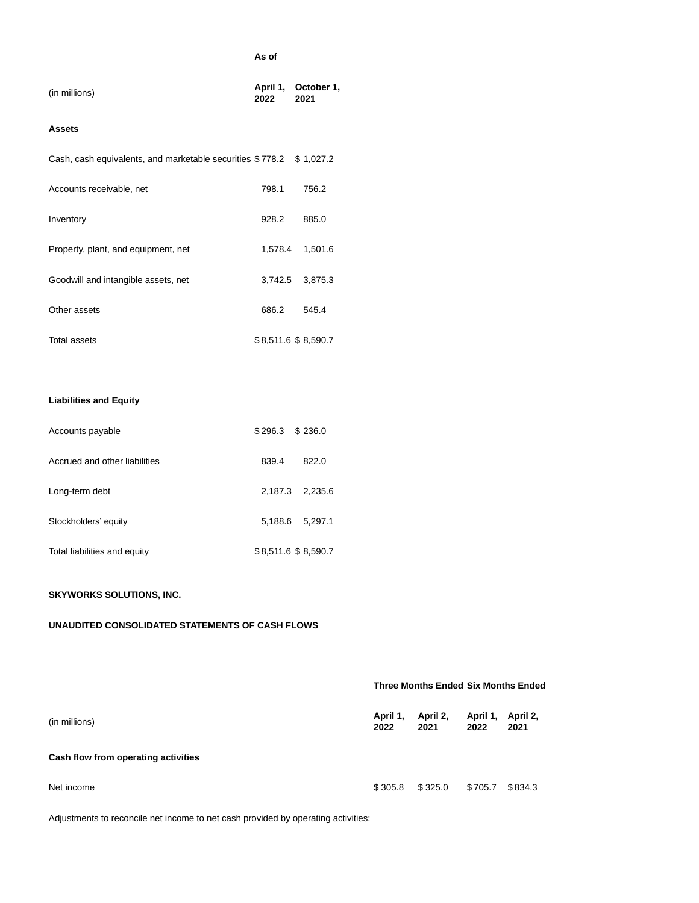| (in millions) | As of April 1, 2022 | October 1, 2021 |
|---|---|---|
| **Assets** | | |
| Cash, cash equivalents, and marketable securities | $ 778.2 | $ 1,027.2 |
| Accounts receivable, net | 798.1 | 756.2 |
| Inventory | 928.2 | 885.0 |
| Property, plant, and equipment, net | 1,578.4 | 1,501.6 |
| Goodwill and intangible assets, net | 3,742.5 | 3,875.3 |
| Other assets | 686.2 | 545.4 |
| Total assets | $ 8,511.6 | $ 8,590.7 |
| | | |
| **Liabilities and Equity** | | |
| Accounts payable | $ 296.3 | $ 236.0 |
| Accrued and other liabilities | 839.4 | 822.0 |
| Long-term debt | 2,187.3 | 2,235.6 |
| Stockholders' equity | 5,188.6 | 5,297.1 |
| Total liabilities and equity | $ 8,511.6 | $ 8,590.7 |

**SKYWORKS SOLUTIONS, INC.**

**UNAUDITED CONSOLIDATED STATEMENTS OF CASH FLOWS**

| | Three Months Ended | | Six Months Ended | |
|---|---|---|---|---|
| (in millions) | April 1, 2022 | April 2, 2021 | April 1, 2022 | April 2, 2021 |
| **Cash flow from operating activities** | | | | |
| Net income | $ 305.8 | $ 325.0 | $ 705.7 | $ 834.3 |
| Adjustments to reconcile net income to net cash provided by operating activities: | | | | |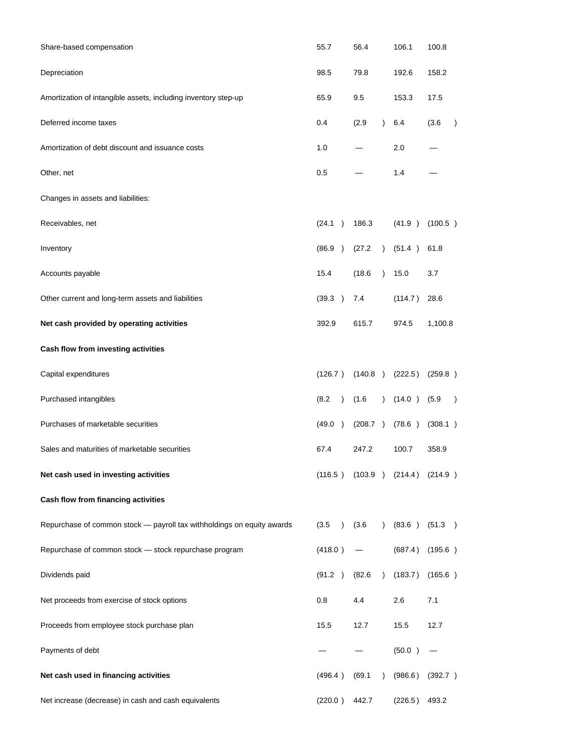| | | | | |
|---|---|---|---|---|
| Share-based compensation | 55.7 | 56.4 | 106.1 | 100.8 |
| Depreciation | 98.5 | 79.8 | 192.6 | 158.2 |
| Amortization of intangible assets, including inventory step-up | 65.9 | 9.5 | 153.3 | 17.5 |
| Deferred income taxes | 0.4 | (2.9 ) | 6.4 | (3.6 ) |
| Amortization of debt discount and issuance costs | 1.0 | — | 2.0 | — |
| Other, net | 0.5 | — | 1.4 | — |
| Changes in assets and liabilities: | | | | |
| Receivables, net | (24.1 ) | 186.3 | (41.9 ) | (100.5 ) |
| Inventory | (86.9 ) | (27.2 ) | (51.4 ) | 61.8 |
| Accounts payable | 15.4 | (18.6 ) | 15.0 | 3.7 |
| Other current and long-term assets and liabilities | (39.3 ) | 7.4 | (114.7 ) | 28.6 |
| **Net cash provided by operating activities** | 392.9 | 615.7 | 974.5 | 1,100.8 |
| **Cash flow from investing activities** | | | | |
| Capital expenditures | (126.7 ) | (140.8 ) | (222.5 ) | (259.8 ) |
| Purchased intangibles | (8.2 ) | (1.6 ) | (14.0 ) | (5.9 ) |
| Purchases of marketable securities | (49.0 ) | (208.7 ) | (78.6 ) | (308.1 ) |
| Sales and maturities of marketable securities | 67.4 | 247.2 | 100.7 | 358.9 |
| **Net cash used in investing activities** | (116.5 ) | (103.9 ) | (214.4 ) | (214.9 ) |
| **Cash flow from financing activities** | | | | |
| Repurchase of common stock — payroll tax withholdings on equity awards | (3.5 ) | (3.6 ) | (83.6 ) | (51.3 ) |
| Repurchase of common stock — stock repurchase program | (418.0 ) | — | (687.4 ) | (195.6 ) |
| Dividends paid | (91.2 ) | (82.6 ) | (183.7 ) | (165.6 ) |
| Net proceeds from exercise of stock options | 0.8 | 4.4 | 2.6 | 7.1 |
| Proceeds from employee stock purchase plan | 15.5 | 12.7 | 15.5 | 12.7 |
| Payments of debt | — | — | (50.0 ) | — |
| **Net cash used in financing activities** | (496.4 ) | (69.1 ) | (986.6 ) | (392.7 ) |
| Net increase (decrease) in cash and cash equivalents | (220.0 ) | 442.7 | (226.5 ) | 493.2 |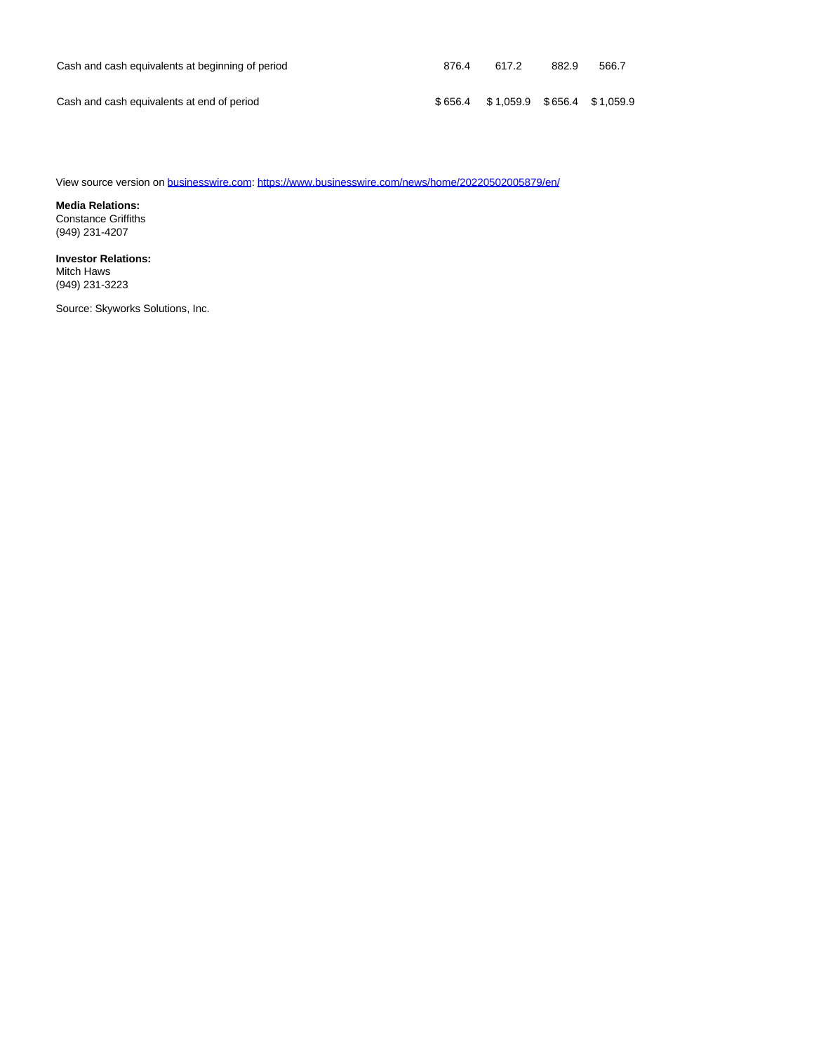| | | | | |
|---|---|---|---|---|
| Cash and cash equivalents at beginning of period | 876.4 | 617.2 | 882.9 | 566.7 |
| Cash and cash equivalents at end of period | $ 656.4 | $ 1,059.9 | $ 656.4 | $ 1,059.9 |

View source version on businesswire.com: https://www.businesswire.com/news/home/20220502005879/en/

**Media Relations:**
Constance Griffiths
(949) 231-4207

**Investor Relations:**
Mitch Haws
(949) 231-3223

Source: Skyworks Solutions, Inc.